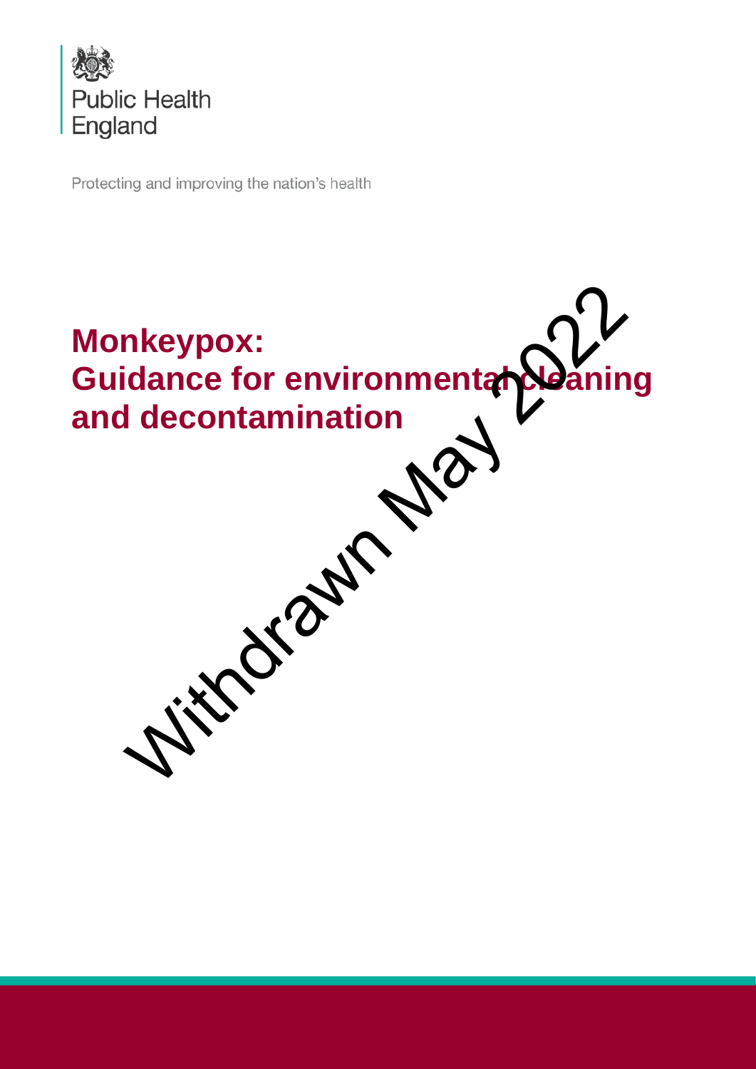Public Health England

Protecting and improving the nation's health

# Monkeypox: Guidance for environmental cleaning and decontamination

Withdrawn May 2022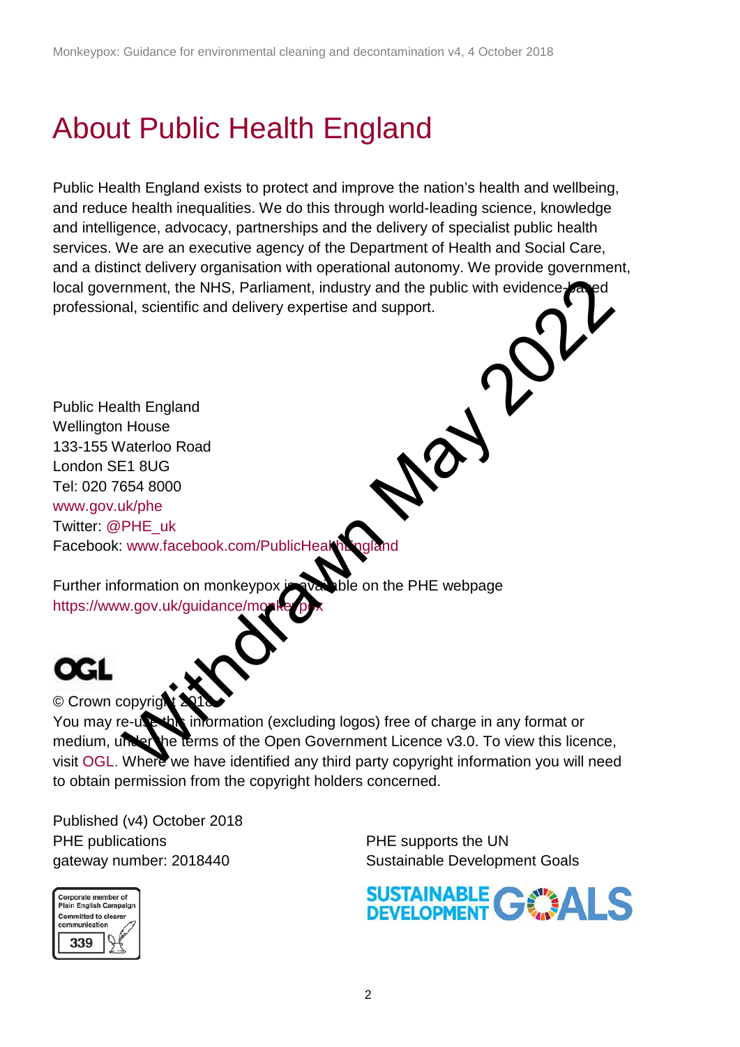# About Public Health England

Public Health England exists to protect and improve the nation's health and wellbeing, and reduce health inequalities. We do this through world-leading science, knowledge and intelligence, advocacy, partnerships and the delivery of specialist public health services. We are an executive agency of the Department of Health and Social Care, and a distinct delivery organisation with operational autonomy. We provide government, local government, the NHS, Parliament, industry and the public with evidence-based professional, scientific and delivery expertise and support.

Withdrawn May 2022

Public Health England
Wellington House
133-155 Waterloo Road
London SE1 8UG
Tel: 020 7654 8000
www.gov.uk/phe
Twitter: @PHE_uk
Facebook: www.facebook.com/PublicHealthEngland

Further information on monkeypox is available on the PHE webpage
https://www.gov.uk/guidance/monkeypox

OGL

© Crown copyright 2018
You may re-use this information (excluding logos) free of charge in any format or medium, under the terms of the Open Government Licence v3.0. To view this licence, visit OGL. Where we have identified any third party copyright information you will need to obtain permission from the copyright holders concerned.

Published (v4) October 2018
PHE publications
gateway number: 2018440

Corporate member of Plain English Campaign
Committed to clearer communication
339

PHE supports the UN
Sustainable Development Goals

SUSTAINABLE DEVELOPMENT GOALS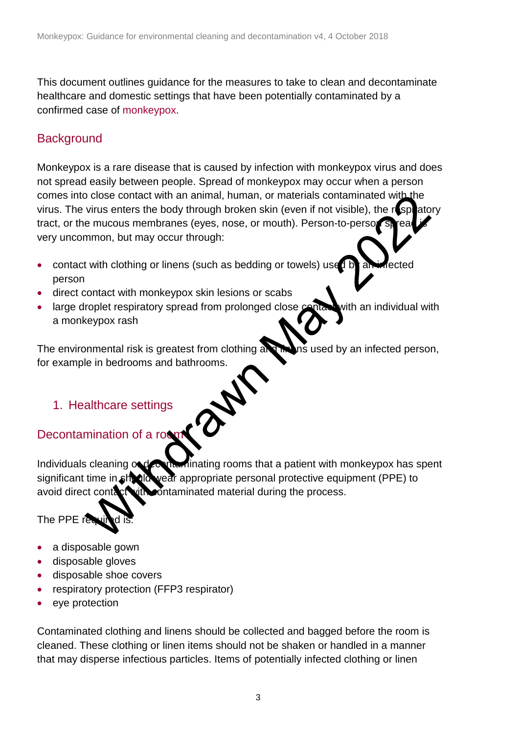This document outlines guidance for the measures to take to clean and decontaminate healthcare and domestic settings that have been potentially contaminated by a confirmed case of monkeypox.

## Background

Monkeypox is a rare disease that is caused by infection with monkeypox virus and does not spread easily between people. Spread of monkeypox may occur when a person comes into close contact with an animal, human, or materials contaminated with the virus. The virus enters the body through broken skin (even if not visible), the respiratory tract, or the mucous membranes (eyes, nose, or mouth). Person-to-person spread is very uncommon, but may occur through:

- contact with clothing or linens (such as bedding or towels) used by an infected person
- direct contact with monkeypox skin lesions or scabs
- large droplet respiratory spread from prolonged close contact with an individual with a monkeypox rash

The environmental risk is greatest from clothing and linens used by an infected person, for example in bedrooms and bathrooms.

## 1. Healthcare settings

### Decontamination of a room

Individuals cleaning or decontaminating rooms that a patient with monkeypox has spent significant time in should wear appropriate personal protective equipment (PPE) to avoid direct contact with contaminated material during the process.

The PPE required is:

- a disposable gown
- disposable gloves
- disposable shoe covers
- respiratory protection (FFP3 respirator)
- eye protection

Contaminated clothing and linens should be collected and bagged before the room is cleaned. These clothing or linen items should not be shaken or handled in a manner that may disperse infectious particles. Items of potentially infected clothing or linen

Withdrawn May 2022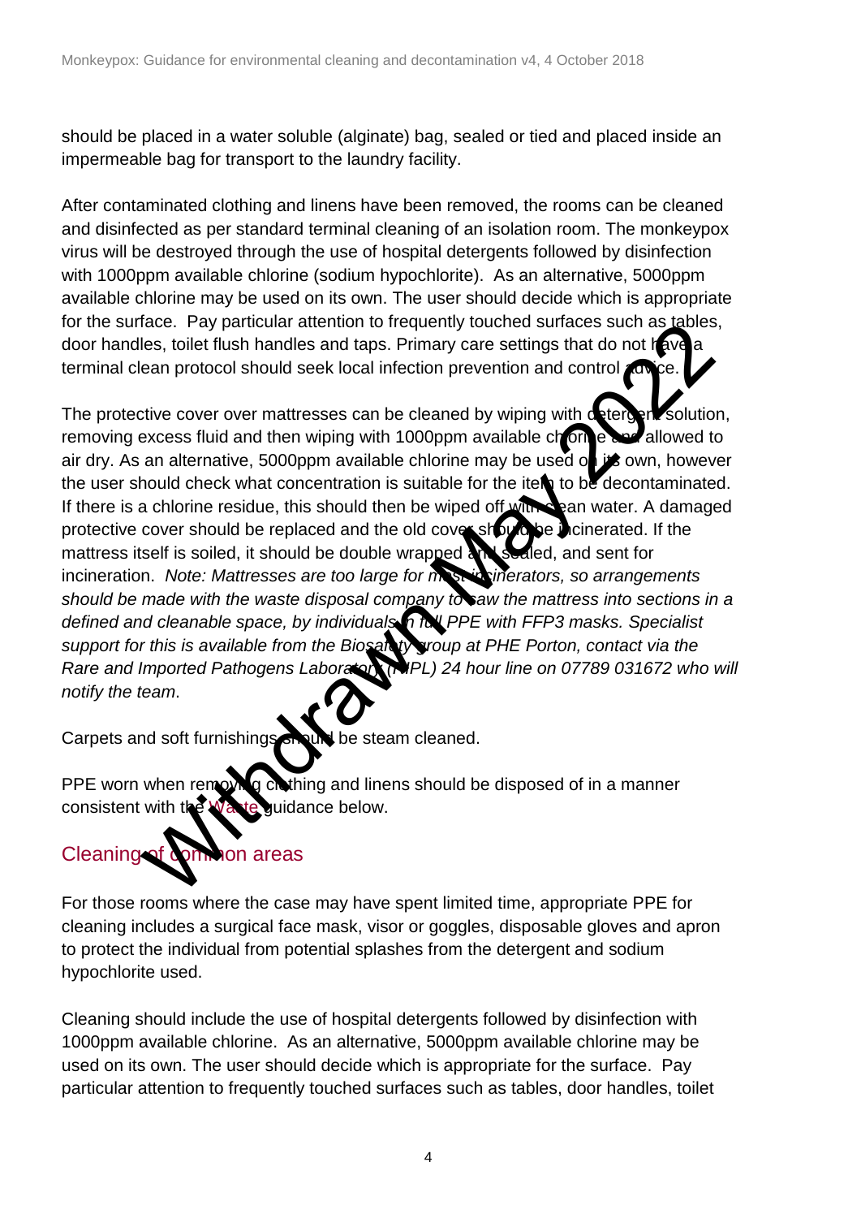should be placed in a water soluble (alginate) bag, sealed or tied and placed inside an impermeable bag for transport to the laundry facility.

After contaminated clothing and linens have been removed, the rooms can be cleaned and disinfected as per standard terminal cleaning of an isolation room. The monkeypox virus will be destroyed through the use of hospital detergents followed by disinfection with 1000ppm available chlorine (sodium hypochlorite). As an alternative, 5000ppm available chlorine may be used on its own. The user should decide which is appropriate for the surface. Pay particular attention to frequently touched surfaces such as tables, door handles, toilet flush handles and taps. Primary care settings that do not have a terminal clean protocol should seek local infection prevention and control advice.

The protective cover over mattresses can be cleaned by wiping with detergent solution, removing excess fluid and then wiping with 1000ppm available chlorine and allowed to air dry. As an alternative, 5000ppm available chlorine may be used on its own, however the user should check what concentration is suitable for the item to be decontaminated. If there is a chlorine residue, this should then be wiped off with clean water. A damaged protective cover should be replaced and the old cover should be incinerated. If the mattress itself is soiled, it should be double wrapped and sealed, and sent for incineration. *Note: Mattresses are too large for most incinerators, so arrangements should be made with the waste disposal company to saw the mattress into sections in a defined and cleanable space, by individuals in full PPE with FFP3 masks. Specialist support for this is available from the Biosafety group at PHE Porton, contact via the Rare and Imported Pathogens Laboratory (RIPL) 24 hour line on 07789 031672 who will notify the team*.

Carpets and soft furnishings should be steam cleaned.

PPE worn when removing clothing and linens should be disposed of in a manner consistent with the Waste guidance below.

## Cleaning of common areas

For those rooms where the case may have spent limited time, appropriate PPE for cleaning includes a surgical face mask, visor or goggles, disposable gloves and apron to protect the individual from potential splashes from the detergent and sodium hypochlorite used.

Cleaning should include the use of hospital detergents followed by disinfection with 1000ppm available chlorine. As an alternative, 5000ppm available chlorine may be used on its own. The user should decide which is appropriate for the surface. Pay particular attention to frequently touched surfaces such as tables, door handles, toilet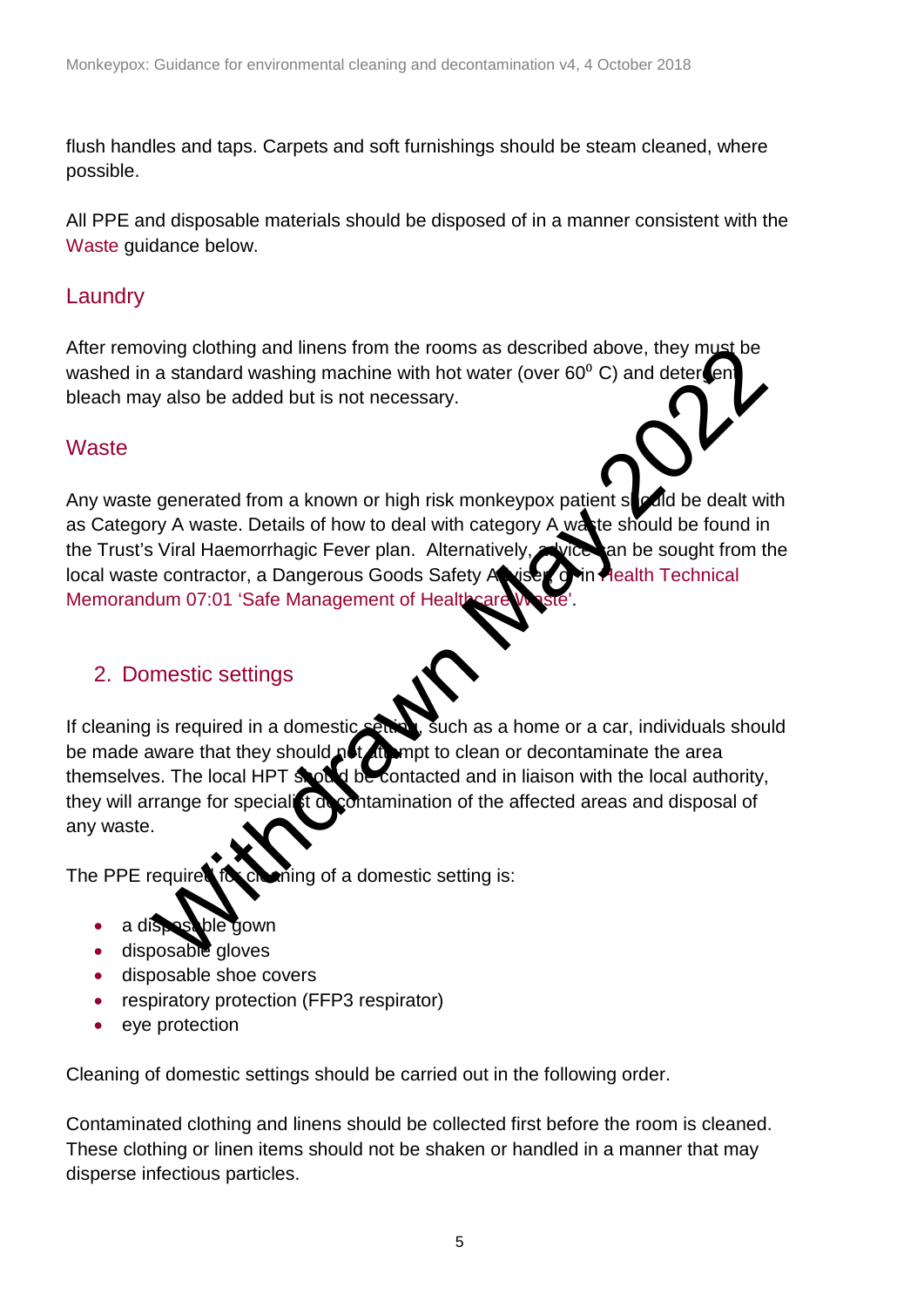flush handles and taps. Carpets and soft furnishings should be steam cleaned, where possible.

All PPE and disposable materials should be disposed of in a manner consistent with the Waste guidance below.

## Laundry

After removing clothing and linens from the rooms as described above, they must be washed in a standard washing machine with hot water (over $60^0$ C) and detergent; bleach may also be added but is not necessary.

## Waste

Any waste generated from a known or high risk monkeypox patient should be dealt with as Category A waste. Details of how to deal with category A waste should be found in the Trust's Viral Haemorrhagic Fever plan. Alternatively, advice can be sought from the local waste contractor, a Dangerous Goods Safety Advisor or in Health Technical Memorandum 07:01 'Safe Management of Healthcare Waste'.

## 2. Domestic settings

If cleaning is required in a domestic setting, such as a home or a car, individuals should be made aware that they should not attempt to clean or decontaminate the area themselves. The local HPT should be contacted and in liaison with the local authority, they will arrange for specialist decontamination of the affected areas and disposal of any waste.

The PPE required for cleaning of a domestic setting is:

- a disposable gown
- disposable gloves
- disposable shoe covers
- respiratory protection (FFP3 respirator)
- eye protection

Cleaning of domestic settings should be carried out in the following order.

Contaminated clothing and linens should be collected first before the room is cleaned. These clothing or linen items should not be shaken or handled in a manner that may disperse infectious particles.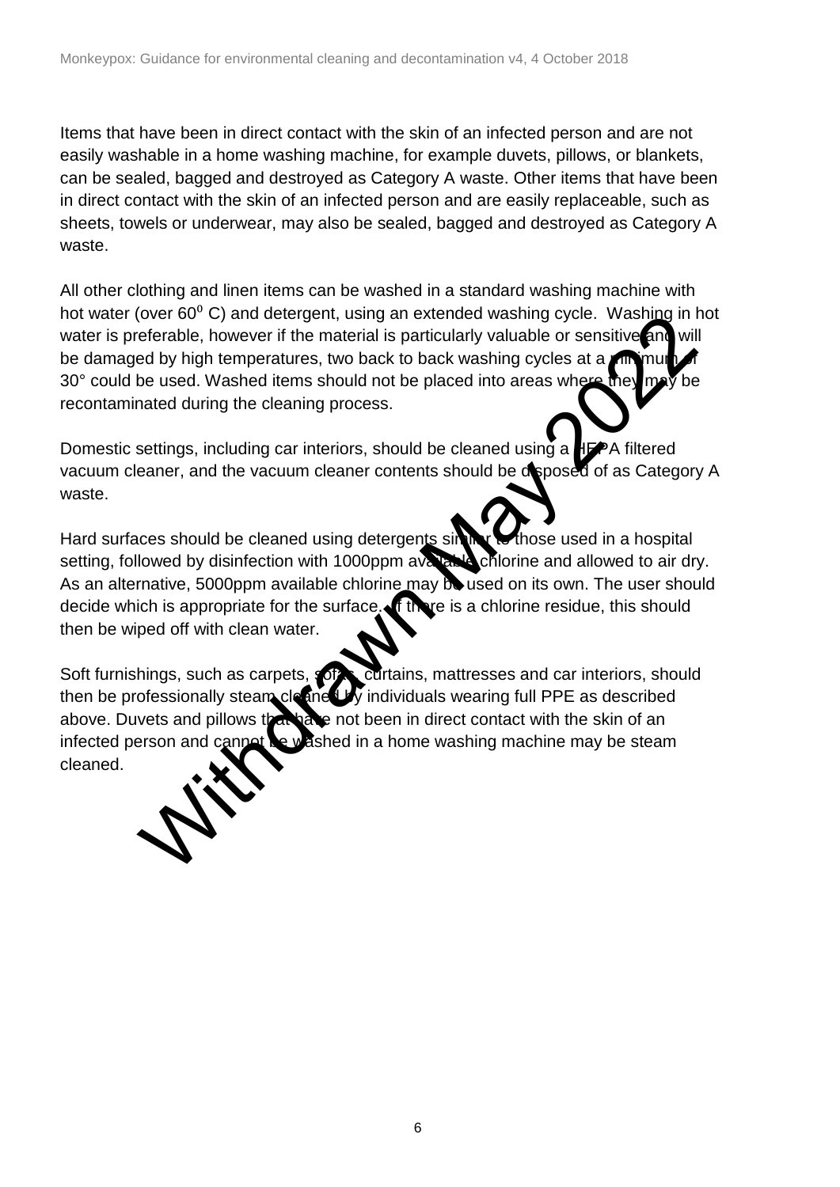Items that have been in direct contact with the skin of an infected person and are not easily washable in a home washing machine, for example duvets, pillows, or blankets, can be sealed, bagged and destroyed as Category A waste. Other items that have been in direct contact with the skin of an infected person and are easily replaceable, such as sheets, towels or underwear, may also be sealed, bagged and destroyed as Category A waste.

All other clothing and linen items can be washed in a standard washing machine with hot water (over $60^0$ C) and detergent, using an extended washing cycle. Washing in hot water is preferable, however if the material is particularly valuable or sensitive and will be damaged by high temperatures, two back to back washing cycles at a minimum of 30° could be used. Washed items should not be placed into areas where they may be recontaminated during the cleaning process.

Domestic settings, including car interiors, should be cleaned using a HEPA filtered vacuum cleaner, and the vacuum cleaner contents should be disposed of as Category A waste.

Hard surfaces should be cleaned using detergents similar to those used in a hospital setting, followed by disinfection with 1000ppm available chlorine and allowed to air dry. As an alternative, 5000ppm available chlorine may be used on its own. The user should decide which is appropriate for the surface. If there is a chlorine residue, this should then be wiped off with clean water.

Soft furnishings, such as carpets, sofas, curtains, mattresses and car interiors, should then be professionally steam cleaned by individuals wearing full PPE as described above. Duvets and pillows that have not been in direct contact with the skin of an infected person and cannot be washed in a home washing machine may be steam cleaned.